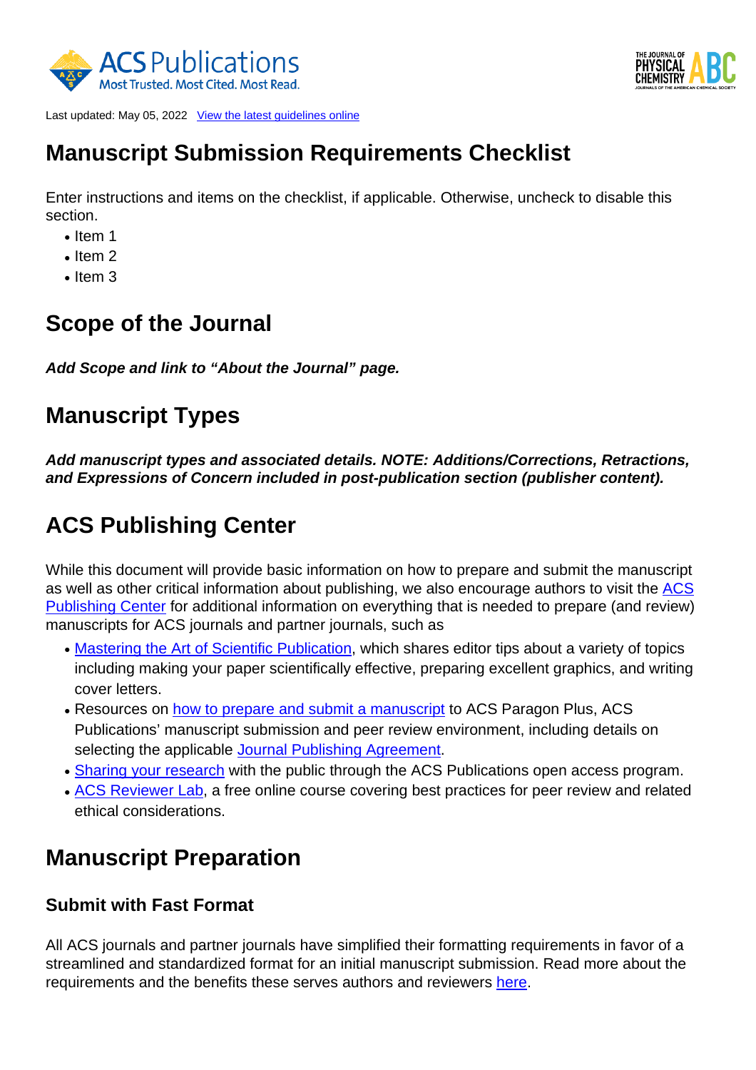Last updated: May 05, 2022 [View the latest guidelines online]

# Manuscript Submission Requirements Checklist

Enter instructions and items on the checklist, if applicable. Otherwise, uncheck to disable this section.

- Item 1
- Item 2
- Item 3

# Scope of the Journal

***Add Scope and link to "About the Journal" page.***

# Manuscript Types

***Add manuscript types and associated details. NOTE: Additions/Corrections, Retractions, and Expressions of Concern included in post-publication section (publisher content).***

# ACS Publishing Center

While this document will provide basic information on how to prepare and submit the manuscript as well as other critical information about publishing, we also encourage authors to visit the ACS Publishing Center for additional information on everything that is needed to prepare (and review) manuscripts for ACS journals and partner journals, such as

- Mastering the Art of Scientific Publication, which shares editor tips about a variety of topics including making your paper scientifically effective, preparing excellent graphics, and writing cover letters.
- Resources on how to prepare and submit a manuscript to ACS Paragon Plus, ACS Publications' manuscript submission and peer review environment, including details on selecting the applicable Journal Publishing Agreement.
- Sharing your research with the public through the ACS Publications open access program.
- ACS Reviewer Lab, a free online course covering best practices for peer review and related ethical considerations.

# Manuscript Preparation

## Submit with Fast Format

All ACS journals and partner journals have simplified their formatting requirements in favor of a streamlined and standardized format for an initial manuscript submission. Read more about the requirements and the benefits these serves authors and reviewers here.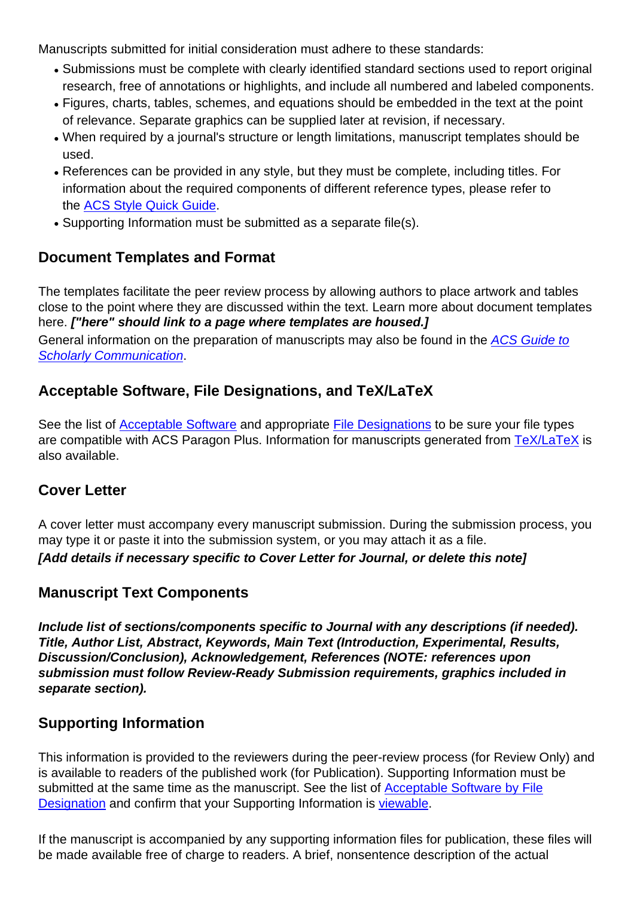Manuscripts submitted for initial consideration must adhere to these standards:

- Submissions must be complete with clearly identified standard sections used to report original research, free of annotations or highlights, and include all numbered and labeled components.
- Figures, charts, tables, schemes, and equations should be embedded in the text at the point of relevance. Separate graphics can be supplied later at revision, if necessary.
- When required by a journal's structure or length limitations, manuscript templates should be used.
- References can be provided in any style, but they must be complete, including titles. For information about the required components of different reference types, please refer to the ACS Style Quick Guide.
- Supporting Information must be submitted as a separate file(s).

## Document Templates and Format

The templates facilitate the peer review process by allowing authors to place artwork and tables close to the point where they are discussed within the text. Learn more about document templates here. ***["here" should link to a page where templates are housed.]***

General information on the preparation of manuscripts may also be found in the *ACS Guide to Scholarly Communication*.

## Acceptable Software, File Designations, and TeX/LaTeX

See the list of Acceptable Software and appropriate File Designations to be sure your file types are compatible with ACS Paragon Plus. Information for manuscripts generated from TeX/LaTeX is also available.

## Cover Letter

A cover letter must accompany every manuscript submission. During the submission process, you may type it or paste it into the submission system, or you may attach it as a file.

***[Add details if necessary specific to Cover Letter for Journal, or delete this note]***

## Manuscript Text Components

***Include list of sections/components specific to Journal with any descriptions (if needed). Title, Author List, Abstract, Keywords, Main Text (Introduction, Experimental, Results, Discussion/Conclusion), Acknowledgement, References (NOTE: references upon submission must follow Review-Ready Submission requirements, graphics included in separate section).***

## Supporting Information

This information is provided to the reviewers during the peer-review process (for Review Only) and is available to readers of the published work (for Publication). Supporting Information must be submitted at the same time as the manuscript. See the list of Acceptable Software by File Designation and confirm that your Supporting Information is viewable.

If the manuscript is accompanied by any supporting information files for publication, these files will be made available free of charge to readers. A brief, nonsentence description of the actual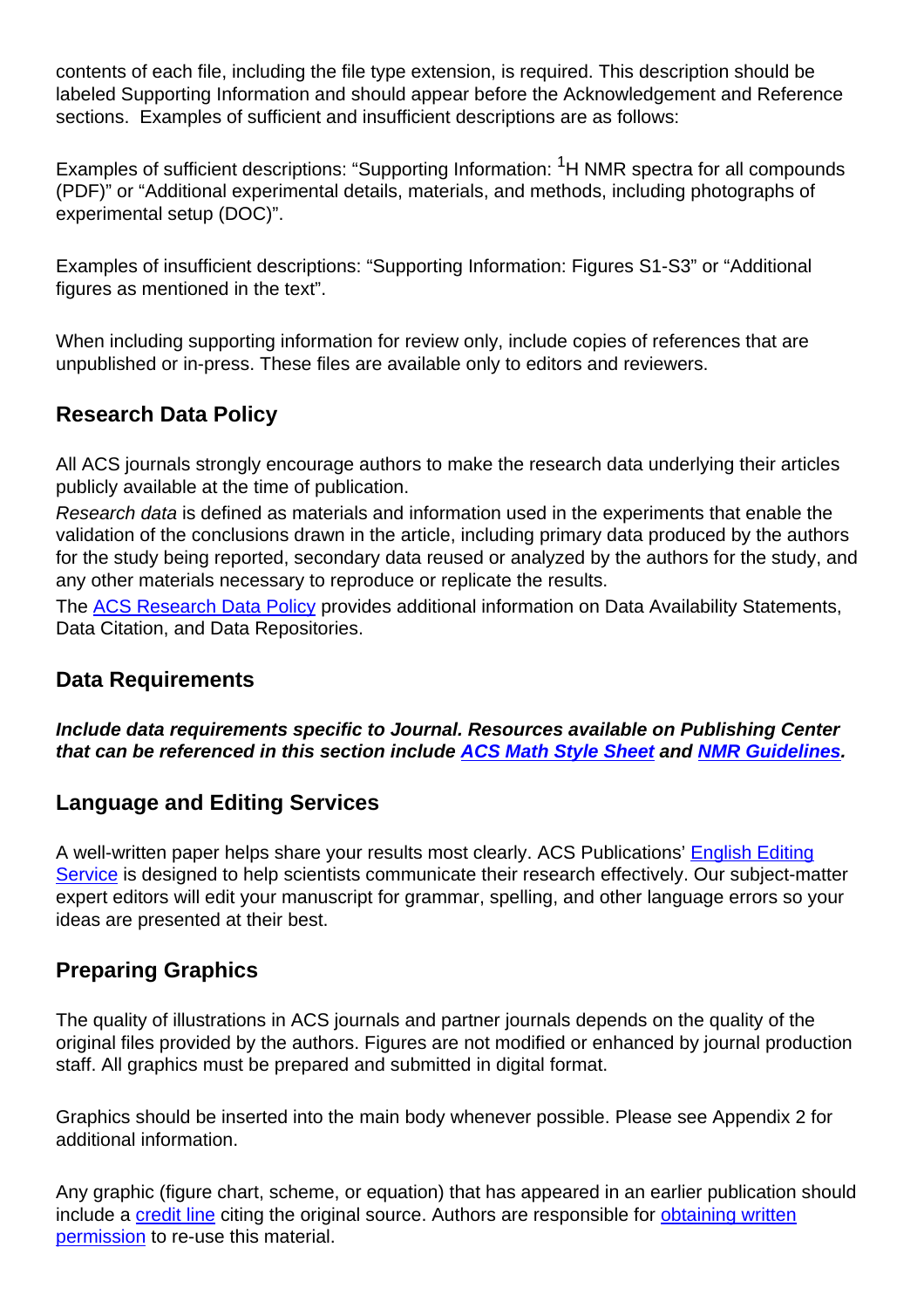contents of each file, including the file type extension, is required. This description should be labeled Supporting Information and should appear before the Acknowledgement and Reference sections. Examples of sufficient and insufficient descriptions are as follows:

Examples of sufficient descriptions: "Supporting Information: $^{1}$H NMR spectra for all compounds (PDF)" or "Additional experimental details, materials, and methods, including photographs of experimental setup (DOC)".

Examples of insufficient descriptions: "Supporting Information: Figures S1-S3" or "Additional figures as mentioned in the text".

When including supporting information for review only, include copies of references that are unpublished or in-press. These files are available only to editors and reviewers.

## Research Data Policy

All ACS journals strongly encourage authors to make the research data underlying their articles publicly available at the time of publication.
*Research data* is defined as materials and information used in the experiments that enable the validation of the conclusions drawn in the article, including primary data produced by the authors for the study being reported, secondary data reused or analyzed by the authors for the study, and any other materials necessary to reproduce or replicate the results.
The ACS Research Data Policy provides additional information on Data Availability Statements, Data Citation, and Data Repositories.

## Data Requirements

***Include data requirements specific to Journal. Resources available on Publishing Center that can be referenced in this section include ACS Math Style Sheet and NMR Guidelines.***

## Language and Editing Services

A well-written paper helps share your results most clearly. ACS Publications' English Editing Service is designed to help scientists communicate their research effectively. Our subject-matter expert editors will edit your manuscript for grammar, spelling, and other language errors so your ideas are presented at their best.

## Preparing Graphics

The quality of illustrations in ACS journals and partner journals depends on the quality of the original files provided by the authors. Figures are not modified or enhanced by journal production staff. All graphics must be prepared and submitted in digital format.

Graphics should be inserted into the main body whenever possible. Please see Appendix 2 for additional information.

Any graphic (figure chart, scheme, or equation) that has appeared in an earlier publication should include a credit line citing the original source. Authors are responsible for obtaining written permission to re-use this material.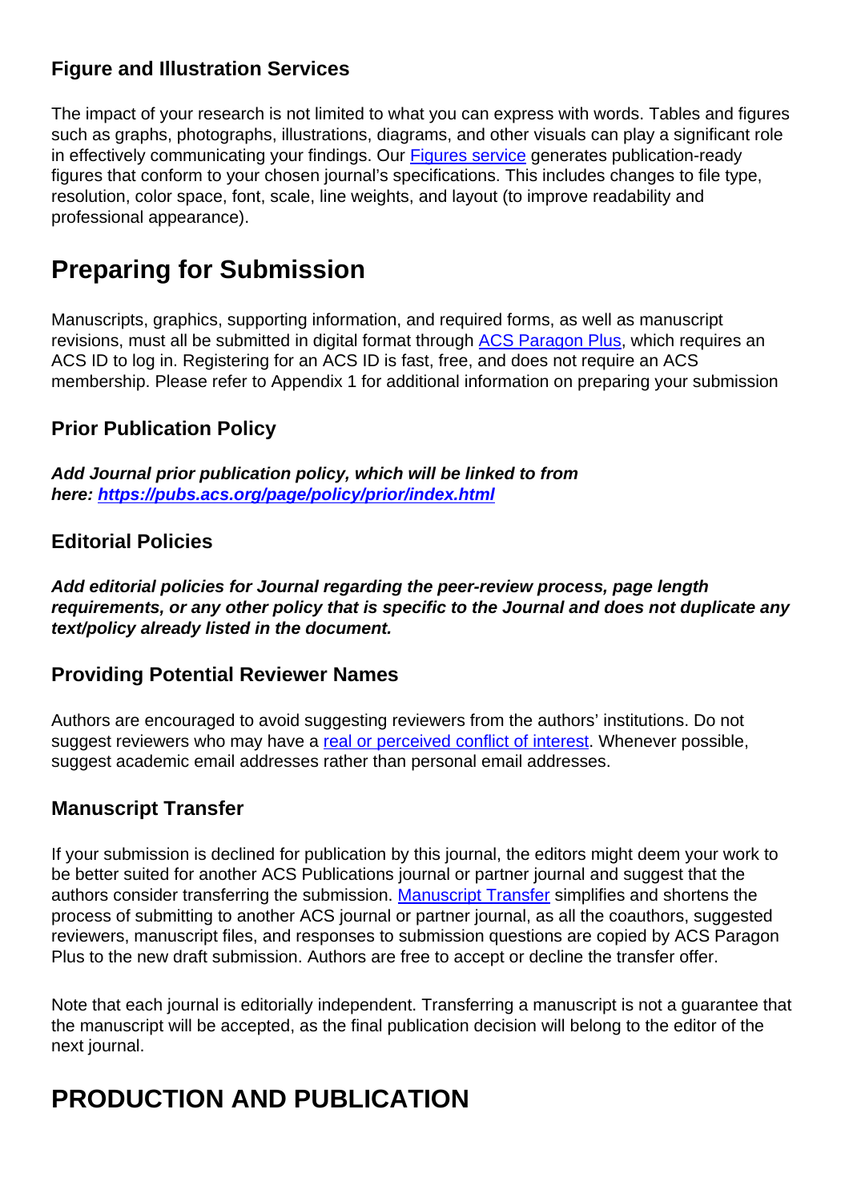### Figure and Illustration Services

The impact of your research is not limited to what you can express with words. Tables and figures such as graphs, photographs, illustrations, diagrams, and other visuals can play a significant role in effectively communicating your findings. Our [Figures service](#) generates publication-ready figures that conform to your chosen journal's specifications. This includes changes to file type, resolution, color space, font, scale, line weights, and layout (to improve readability and professional appearance).

## Preparing for Submission

Manuscripts, graphics, supporting information, and required forms, as well as manuscript revisions, must all be submitted in digital format through [ACS Paragon Plus](#), which requires an ACS ID to log in. Registering for an ACS ID is fast, free, and does not require an ACS membership. Please refer to Appendix 1 for additional information on preparing your submission

### Prior Publication Policy

***Add Journal prior publication policy, which will be linked to from here: [https://pubs.acs.org/page/policy/prior/index.html](https://pubs.acs.org/page/policy/prior/index.html)***

### Editorial Policies

***Add editorial policies for Journal regarding the peer-review process, page length requirements, or any other policy that is specific to the Journal and does not duplicate any text/policy already listed in the document.***

### Providing Potential Reviewer Names

Authors are encouraged to avoid suggesting reviewers from the authors' institutions. Do not suggest reviewers who may have a [real or perceived conflict of interest](#). Whenever possible, suggest academic email addresses rather than personal email addresses.

### Manuscript Transfer

If your submission is declined for publication by this journal, the editors might deem your work to be better suited for another ACS Publications journal or partner journal and suggest that the authors consider transferring the submission. [Manuscript Transfer](#) simplifies and shortens the process of submitting to another ACS journal or partner journal, as all the coauthors, suggested reviewers, manuscript files, and responses to submission questions are copied by ACS Paragon Plus to the new draft submission. Authors are free to accept or decline the transfer offer.

Note that each journal is editorially independent. Transferring a manuscript is not a guarantee that the manuscript will be accepted, as the final publication decision will belong to the editor of the next journal.

## PRODUCTION AND PUBLICATION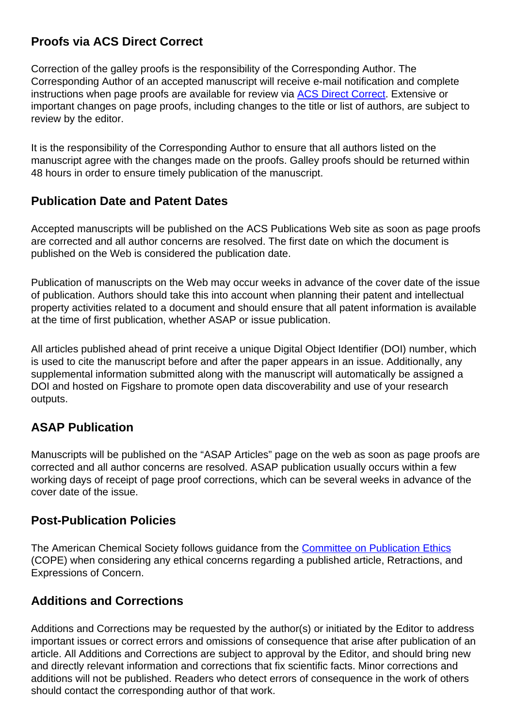## Proofs via ACS Direct Correct

Correction of the galley proofs is the responsibility of the Corresponding Author. The Corresponding Author of an accepted manuscript will receive e-mail notification and complete instructions when page proofs are available for review via [ACS Direct Correct](). Extensive or important changes on page proofs, including changes to the title or list of authors, are subject to review by the editor.

It is the responsibility of the Corresponding Author to ensure that all authors listed on the manuscript agree with the changes made on the proofs. Galley proofs should be returned within 48 hours in order to ensure timely publication of the manuscript.

## Publication Date and Patent Dates

Accepted manuscripts will be published on the ACS Publications Web site as soon as page proofs are corrected and all author concerns are resolved. The first date on which the document is published on the Web is considered the publication date.

Publication of manuscripts on the Web may occur weeks in advance of the cover date of the issue of publication. Authors should take this into account when planning their patent and intellectual property activities related to a document and should ensure that all patent information is available at the time of first publication, whether ASAP or issue publication.

All articles published ahead of print receive a unique Digital Object Identifier (DOI) number, which is used to cite the manuscript before and after the paper appears in an issue. Additionally, any supplemental information submitted along with the manuscript will automatically be assigned a DOI and hosted on Figshare to promote open data discoverability and use of your research outputs.

## ASAP Publication

Manuscripts will be published on the “ASAP Articles” page on the web as soon as page proofs are corrected and all author concerns are resolved. ASAP publication usually occurs within a few working days of receipt of page proof corrections, which can be several weeks in advance of the cover date of the issue.

## Post-Publication Policies

The American Chemical Society follows guidance from the [Committee on Publication Ethics]() (COPE) when considering any ethical concerns regarding a published article, Retractions, and Expressions of Concern.

## Additions and Corrections

Additions and Corrections may be requested by the author(s) or initiated by the Editor to address important issues or correct errors and omissions of consequence that arise after publication of an article. All Additions and Corrections are subject to approval by the Editor, and should bring new and directly relevant information and corrections that fix scientific facts. Minor corrections and additions will not be published. Readers who detect errors of consequence in the work of others should contact the corresponding author of that work.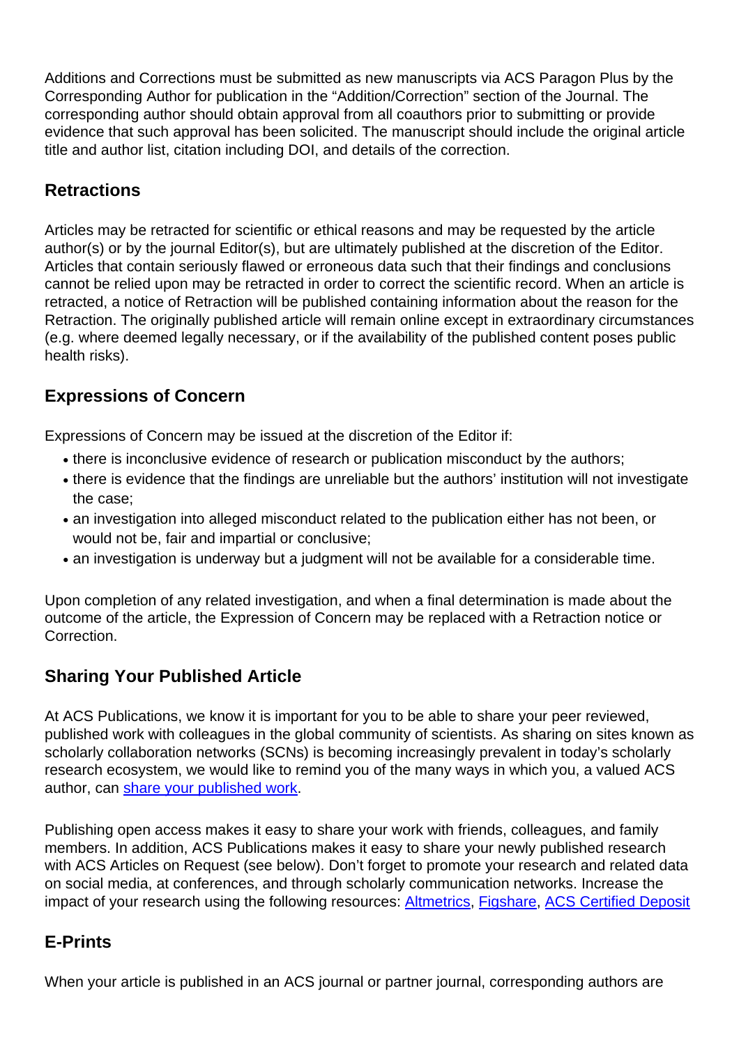Additions and Corrections must be submitted as new manuscripts via ACS Paragon Plus by the Corresponding Author for publication in the “Addition/Correction” section of the Journal. The corresponding author should obtain approval from all coauthors prior to submitting or provide evidence that such approval has been solicited. The manuscript should include the original article title and author list, citation including DOI, and details of the correction.

## Retractions

Articles may be retracted for scientific or ethical reasons and may be requested by the article author(s) or by the journal Editor(s), but are ultimately published at the discretion of the Editor. Articles that contain seriously flawed or erroneous data such that their findings and conclusions cannot be relied upon may be retracted in order to correct the scientific record. When an article is retracted, a notice of Retraction will be published containing information about the reason for the Retraction. The originally published article will remain online except in extraordinary circumstances (e.g. where deemed legally necessary, or if the availability of the published content poses public health risks).

## Expressions of Concern

Expressions of Concern may be issued at the discretion of the Editor if:

- there is inconclusive evidence of research or publication misconduct by the authors;
- there is evidence that the findings are unreliable but the authors’ institution will not investigate the case;
- an investigation into alleged misconduct related to the publication either has not been, or would not be, fair and impartial or conclusive;
- an investigation is underway but a judgment will not be available for a considerable time.

Upon completion of any related investigation, and when a final determination is made about the outcome of the article, the Expression of Concern may be replaced with a Retraction notice or Correction.

## Sharing Your Published Article

At ACS Publications, we know it is important for you to be able to share your peer reviewed, published work with colleagues in the global community of scientists. As sharing on sites known as scholarly collaboration networks (SCNs) is becoming increasingly prevalent in today’s scholarly research ecosystem, we would like to remind you of the many ways in which you, a valued ACS author, can share your published work.

Publishing open access makes it easy to share your work with friends, colleagues, and family members. In addition, ACS Publications makes it easy to share your newly published research with ACS Articles on Request (see below). Don’t forget to promote your research and related data on social media, at conferences, and through scholarly communication networks. Increase the impact of your research using the following resources: Altmetrics, Figshare, ACS Certified Deposit

## E-Prints

When your article is published in an ACS journal or partner journal, corresponding authors are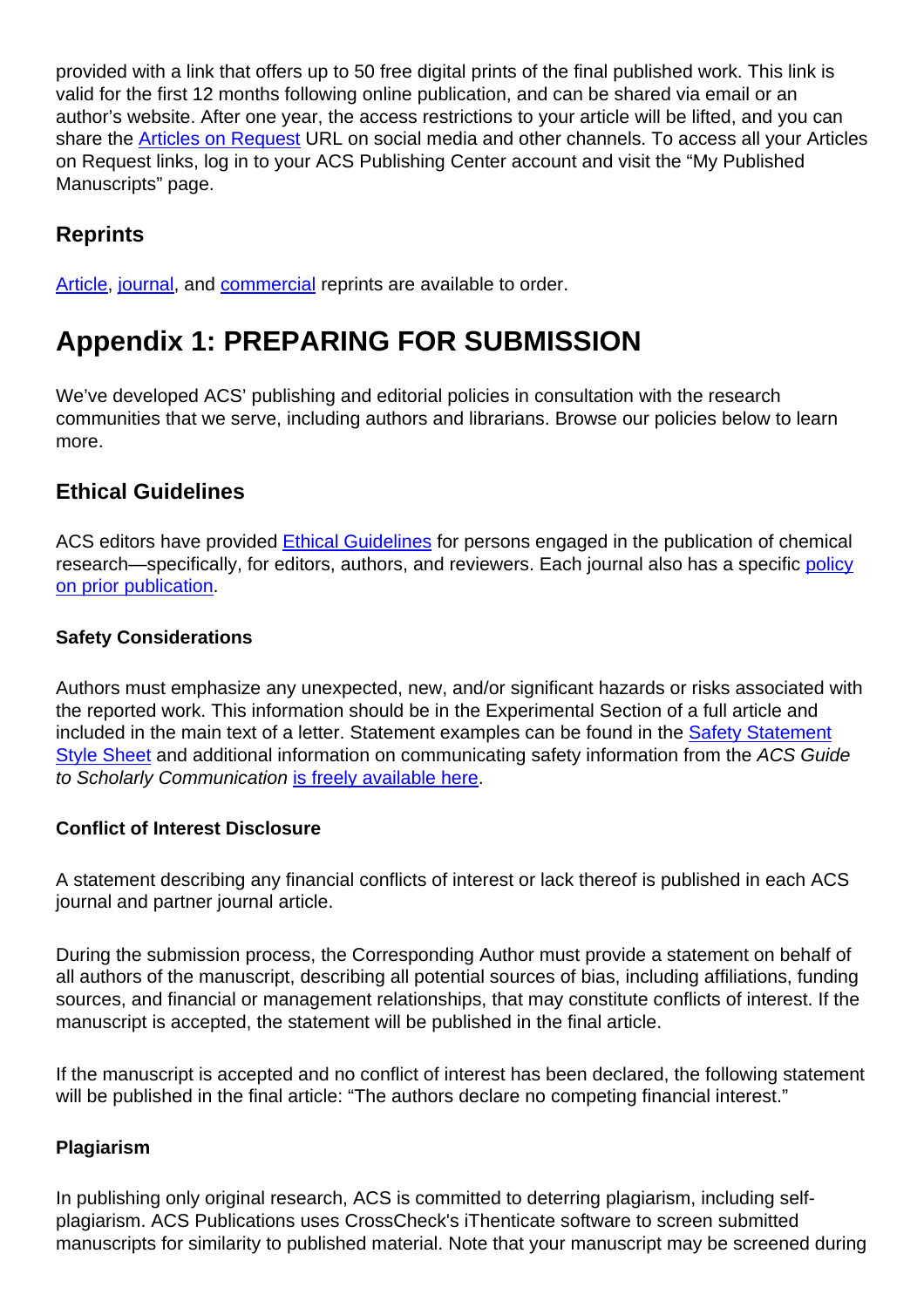provided with a link that offers up to 50 free digital prints of the final published work. This link is valid for the first 12 months following online publication, and can be shared via email or an author's website. After one year, the access restrictions to your article will be lifted, and you can share the Articles on Request URL on social media and other channels. To access all your Articles on Request links, log in to your ACS Publishing Center account and visit the "My Published Manuscripts" page.

## Reprints

Article, journal, and commercial reprints are available to order.

# Appendix 1: PREPARING FOR SUBMISSION

We've developed ACS' publishing and editorial policies in consultation with the research communities that we serve, including authors and librarians. Browse our policies below to learn more.

## Ethical Guidelines

ACS editors have provided Ethical Guidelines for persons engaged in the publication of chemical research—specifically, for editors, authors, and reviewers. Each journal also has a specific policy on prior publication.

### Safety Considerations

Authors must emphasize any unexpected, new, and/or significant hazards or risks associated with the reported work. This information should be in the Experimental Section of a full article and included in the main text of a letter. Statement examples can be found in the Safety Statement Style Sheet and additional information on communicating safety information from the *ACS Guide to Scholarly Communication* is freely available here.

### Conflict of Interest Disclosure

A statement describing any financial conflicts of interest or lack thereof is published in each ACS journal and partner journal article.

During the submission process, the Corresponding Author must provide a statement on behalf of all authors of the manuscript, describing all potential sources of bias, including affiliations, funding sources, and financial or management relationships, that may constitute conflicts of interest. If the manuscript is accepted, the statement will be published in the final article.

If the manuscript is accepted and no conflict of interest has been declared, the following statement will be published in the final article: "The authors declare no competing financial interest."

### Plagiarism

In publishing only original research, ACS is committed to deterring plagiarism, including self-plagiarism. ACS Publications uses CrossCheck's iThenticate software to screen submitted manuscripts for similarity to published material. Note that your manuscript may be screened during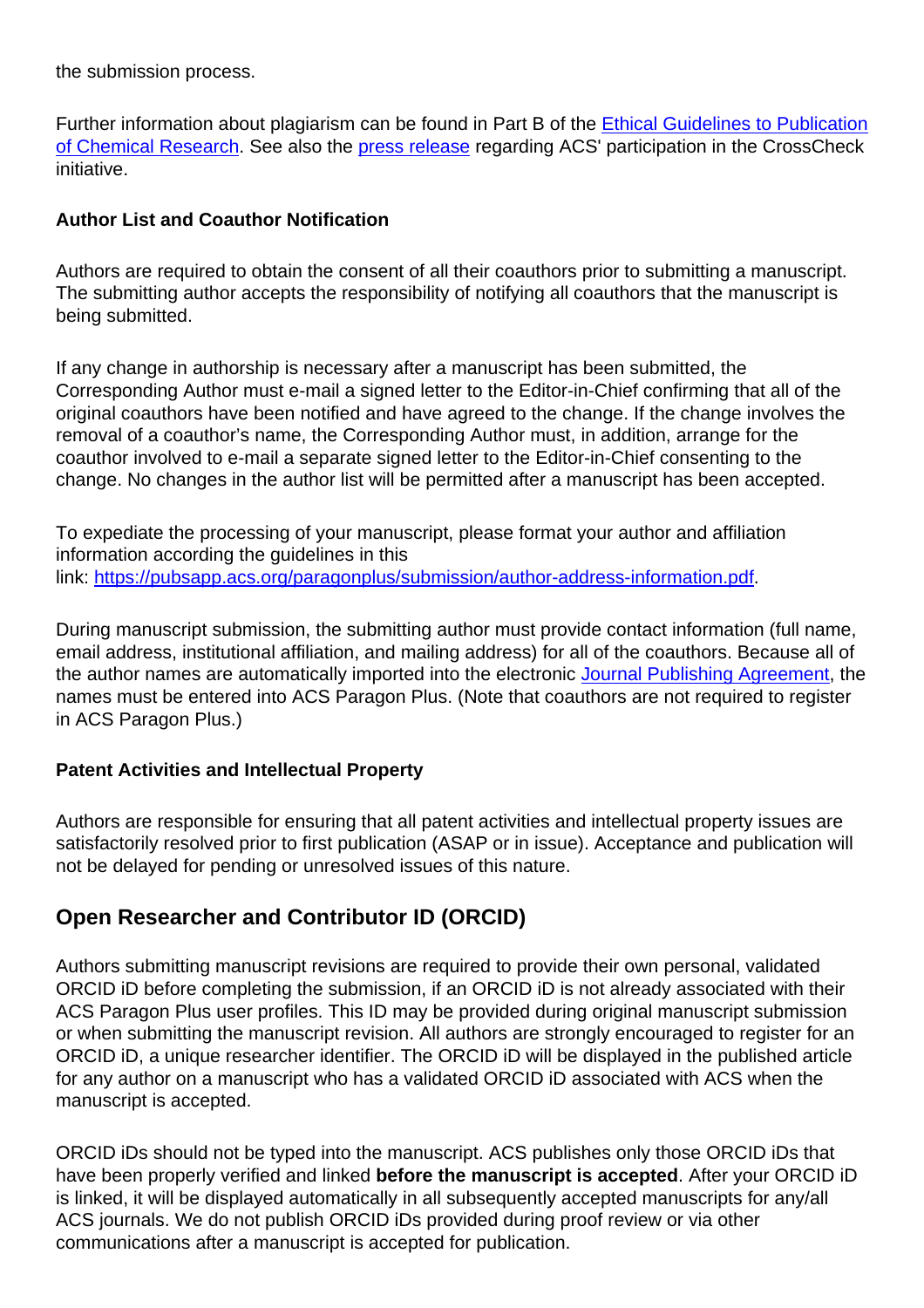the submission process.

Further information about plagiarism can be found in Part B of the [Ethical Guidelines to Publication of Chemical Research](). See also the [press release]() regarding ACS' participation in the CrossCheck initiative.

**Author List and Coauthor Notification**

Authors are required to obtain the consent of all their coauthors prior to submitting a manuscript. The submitting author accepts the responsibility of notifying all coauthors that the manuscript is being submitted.

If any change in authorship is necessary after a manuscript has been submitted, the Corresponding Author must e-mail a signed letter to the Editor-in-Chief confirming that all of the original coauthors have been notified and have agreed to the change. If the change involves the removal of a coauthor's name, the Corresponding Author must, in addition, arrange for the coauthor involved to e-mail a separate signed letter to the Editor-in-Chief consenting to the change. No changes in the author list will be permitted after a manuscript has been accepted.

To expedite the processing of your manuscript, please format your author and affiliation information according the guidelines in this link: [https://pubsapp.acs.org/paragonplus/submission/author-address-information.pdf](https://pubsapp.acs.org/paragonplus/submission/author-address-information.pdf).

During manuscript submission, the submitting author must provide contact information (full name, email address, institutional affiliation, and mailing address) for all of the coauthors. Because all of the author names are automatically imported into the electronic [Journal Publishing Agreement](), the names must be entered into ACS Paragon Plus. (Note that coauthors are not required to register in ACS Paragon Plus.)

**Patent Activities and Intellectual Property**

Authors are responsible for ensuring that all patent activities and intellectual property issues are satisfactorily resolved prior to first publication (ASAP or in issue). Acceptance and publication will not be delayed for pending or unresolved issues of this nature.

## Open Researcher and Contributor ID (ORCID)

Authors submitting manuscript revisions are required to provide their own personal, validated ORCID iD before completing the submission, if an ORCID iD is not already associated with their ACS Paragon Plus user profiles. This ID may be provided during original manuscript submission or when submitting the manuscript revision. All authors are strongly encouraged to register for an ORCID iD, a unique researcher identifier. The ORCID iD will be displayed in the published article for any author on a manuscript who has a validated ORCID iD associated with ACS when the manuscript is accepted.

ORCID iDs should not be typed into the manuscript. ACS publishes only those ORCID iDs that have been properly verified and linked **before the manuscript is accepted**. After your ORCID iD is linked, it will be displayed automatically in all subsequently accepted manuscripts for any/all ACS journals. We do not publish ORCID iDs provided during proof review or via other communications after a manuscript is accepted for publication.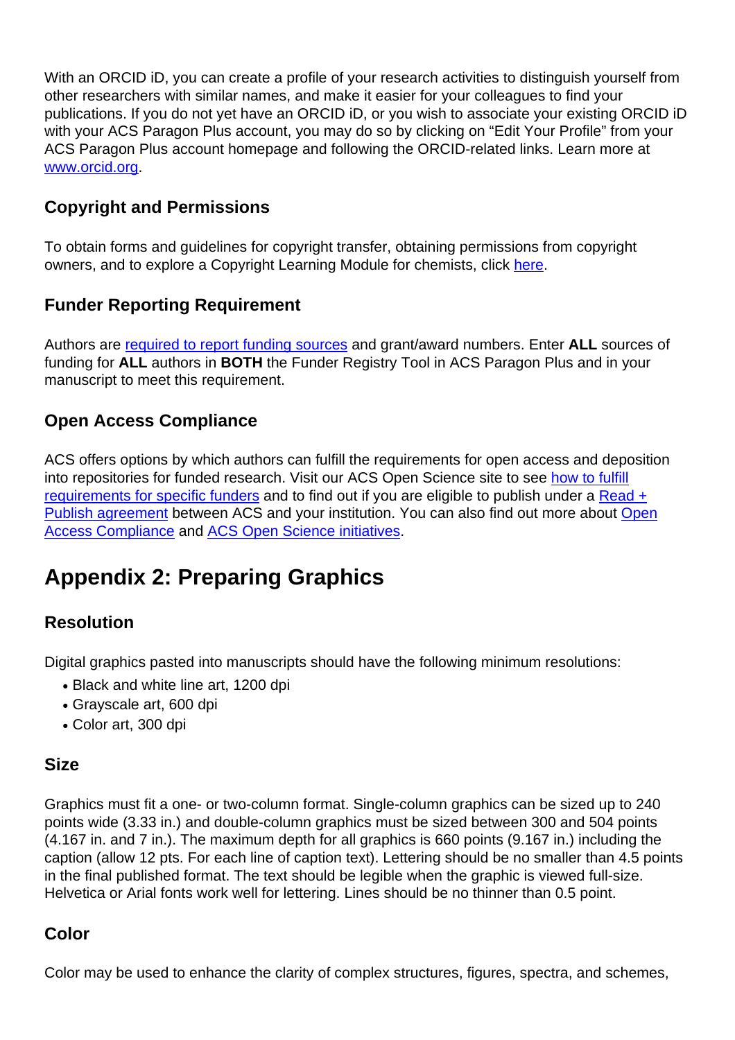With an ORCID iD, you can create a profile of your research activities to distinguish yourself from other researchers with similar names, and make it easier for your colleagues to find your publications. If you do not yet have an ORCID iD, or you wish to associate your existing ORCID iD with your ACS Paragon Plus account, you may do so by clicking on “Edit Your Profile” from your ACS Paragon Plus account homepage and following the ORCID-related links. Learn more at www.orcid.org.

### Copyright and Permissions

To obtain forms and guidelines for copyright transfer, obtaining permissions from copyright owners, and to explore a Copyright Learning Module for chemists, click here.

### Funder Reporting Requirement

Authors are required to report funding sources and grant/award numbers. Enter **ALL** sources of funding for **ALL** authors in **BOTH** the Funder Registry Tool in ACS Paragon Plus and in your manuscript to meet this requirement.

### Open Access Compliance

ACS offers options by which authors can fulfill the requirements for open access and deposition into repositories for funded research. Visit our ACS Open Science site to see how to fulfill requirements for specific funders and to find out if you are eligible to publish under a Read + Publish agreement between ACS and your institution. You can also find out more about Open Access Compliance and ACS Open Science initiatives.

## Appendix 2: Preparing Graphics

### Resolution

Digital graphics pasted into manuscripts should have the following minimum resolutions:

- Black and white line art, 1200 dpi
- Grayscale art, 600 dpi
- Color art, 300 dpi

### Size

Graphics must fit a one- or two-column format. Single-column graphics can be sized up to 240 points wide (3.33 in.) and double-column graphics must be sized between 300 and 504 points (4.167 in. and 7 in.). The maximum depth for all graphics is 660 points (9.167 in.) including the caption (allow 12 pts. For each line of caption text). Lettering should be no smaller than 4.5 points in the final published format. The text should be legible when the graphic is viewed full-size. Helvetica or Arial fonts work well for lettering. Lines should be no thinner than 0.5 point.

### Color

Color may be used to enhance the clarity of complex structures, figures, spectra, and schemes,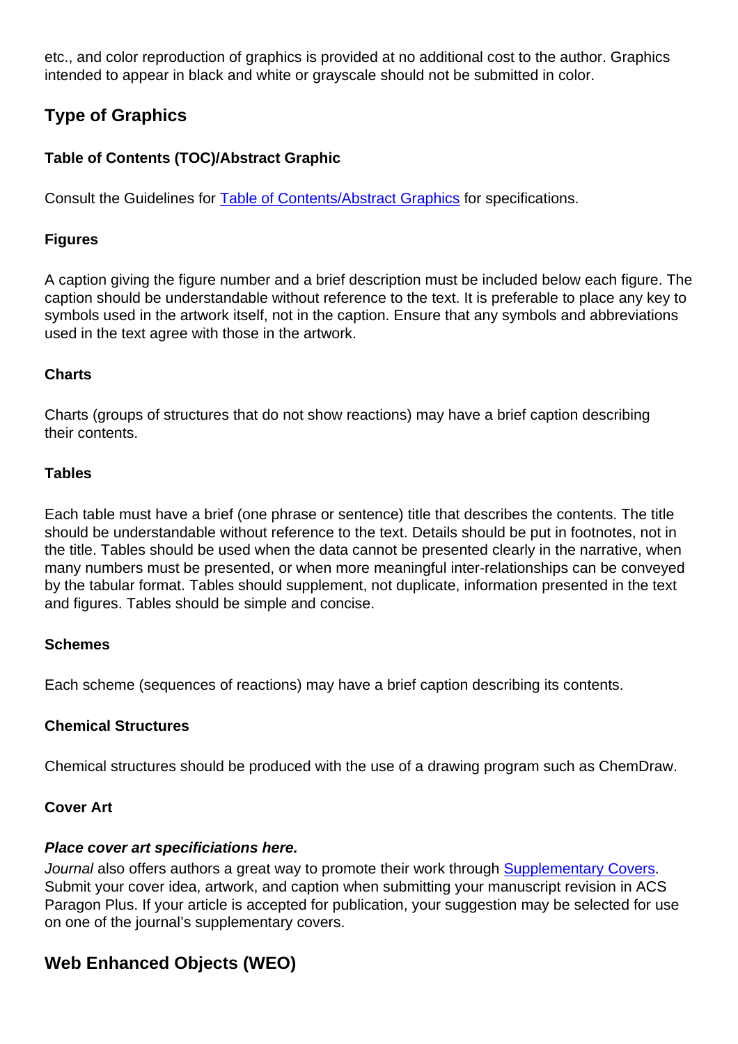etc., and color reproduction of graphics is provided at no additional cost to the author. Graphics intended to appear in black and white or grayscale should not be submitted in color.

## Type of Graphics

### Table of Contents (TOC)/Abstract Graphic

Consult the Guidelines for [Table of Contents/Abstract Graphics]() for specifications.

### Figures

A caption giving the figure number and a brief description must be included below each figure. The caption should be understandable without reference to the text. It is preferable to place any key to symbols used in the artwork itself, not in the caption. Ensure that any symbols and abbreviations used in the text agree with those in the artwork.

### Charts

Charts (groups of structures that do not show reactions) may have a brief caption describing their contents.

### Tables

Each table must have a brief (one phrase or sentence) title that describes the contents. The title should be understandable without reference to the text. Details should be put in footnotes, not in the title. Tables should be used when the data cannot be presented clearly in the narrative, when many numbers must be presented, or when more meaningful inter-relationships can be conveyed by the tabular format. Tables should supplement, not duplicate, information presented in the text and figures. Tables should be simple and concise.

### Schemes

Each scheme (sequences of reactions) may have a brief caption describing its contents.

### Chemical Structures

Chemical structures should be produced with the use of a drawing program such as ChemDraw.

### Cover Art

***Place cover art specificiations here.***

*Journal* also offers authors a great way to promote their work through [Supplementary Covers](). Submit your cover idea, artwork, and caption when submitting your manuscript revision in ACS Paragon Plus. If your article is accepted for publication, your suggestion may be selected for use on one of the journal's supplementary covers.

## Web Enhanced Objects (WEO)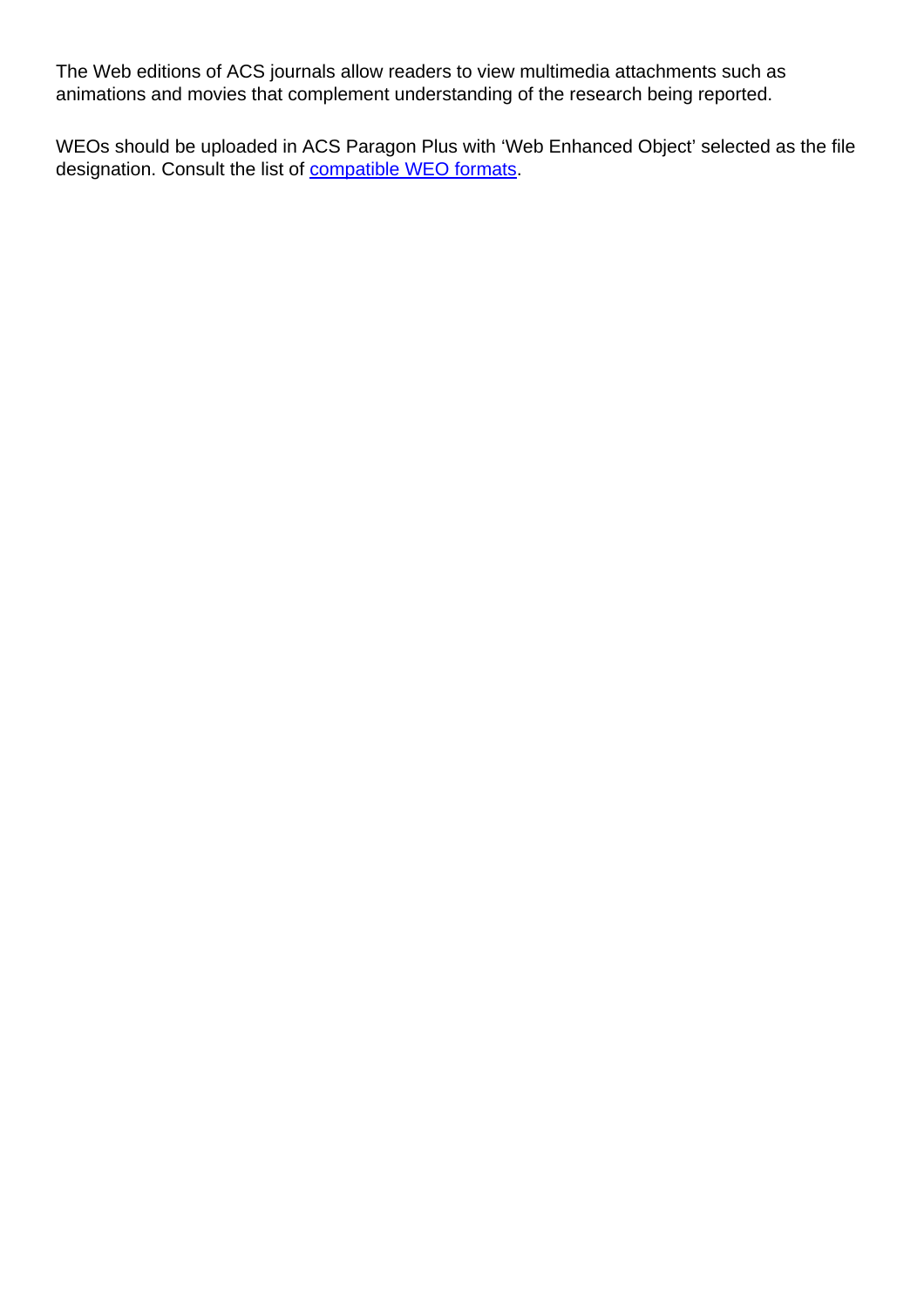The Web editions of ACS journals allow readers to view multimedia attachments such as animations and movies that complement understanding of the research being reported.

WEOs should be uploaded in ACS Paragon Plus with ‘Web Enhanced Object’ selected as the file designation. Consult the list of compatible WEO formats.